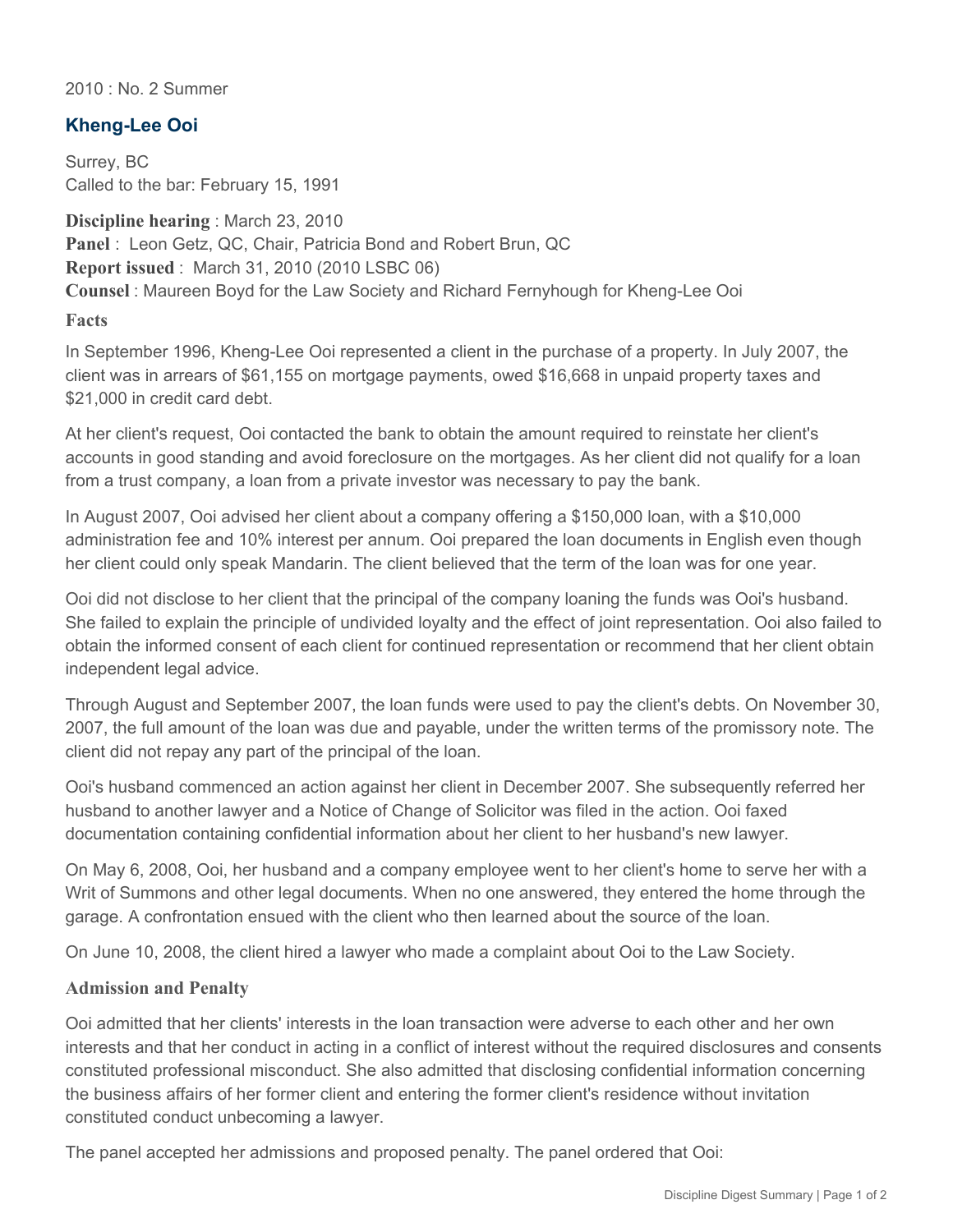2010 : No. 2 Summer

## Kheng-Lee Ooi

Surrey, BC
Called to the bar: February 15, 1991

**Discipline hearing** : March 23, 2010
**Panel** : Leon Getz, QC, Chair, Patricia Bond and Robert Brun, QC
**Report issued** : March 31, 2010 (2010 LSBC 06)
**Counsel** : Maureen Boyd for the Law Society and Richard Fernyhough for Kheng-Lee Ooi

### Facts

In September 1996, Kheng-Lee Ooi represented a client in the purchase of a property. In July 2007, the client was in arrears of $61,155 on mortgage payments, owed $16,668 in unpaid property taxes and $21,000 in credit card debt.

At her client's request, Ooi contacted the bank to obtain the amount required to reinstate her client's accounts in good standing and avoid foreclosure on the mortgages. As her client did not qualify for a loan from a trust company, a loan from a private investor was necessary to pay the bank.

In August 2007, Ooi advised her client about a company offering a $150,000 loan, with a $10,000 administration fee and 10% interest per annum. Ooi prepared the loan documents in English even though her client could only speak Mandarin. The client believed that the term of the loan was for one year.

Ooi did not disclose to her client that the principal of the company loaning the funds was Ooi's husband. She failed to explain the principle of undivided loyalty and the effect of joint representation. Ooi also failed to obtain the informed consent of each client for continued representation or recommend that her client obtain independent legal advice.

Through August and September 2007, the loan funds were used to pay the client's debts. On November 30, 2007, the full amount of the loan was due and payable, under the written terms of the promissory note. The client did not repay any part of the principal of the loan.

Ooi's husband commenced an action against her client in December 2007. She subsequently referred her husband to another lawyer and a Notice of Change of Solicitor was filed in the action. Ooi faxed documentation containing confidential information about her client to her husband's new lawyer.

On May 6, 2008, Ooi, her husband and a company employee went to her client's home to serve her with a Writ of Summons and other legal documents. When no one answered, they entered the home through the garage. A confrontation ensued with the client who then learned about the source of the loan.

On June 10, 2008, the client hired a lawyer who made a complaint about Ooi to the Law Society.

### Admission and Penalty

Ooi admitted that her clients' interests in the loan transaction were adverse to each other and her own interests and that her conduct in acting in a conflict of interest without the required disclosures and consents constituted professional misconduct. She also admitted that disclosing confidential information concerning the business affairs of her former client and entering the former client's residence without invitation constituted conduct unbecoming a lawyer.

The panel accepted her admissions and proposed penalty. The panel ordered that Ooi: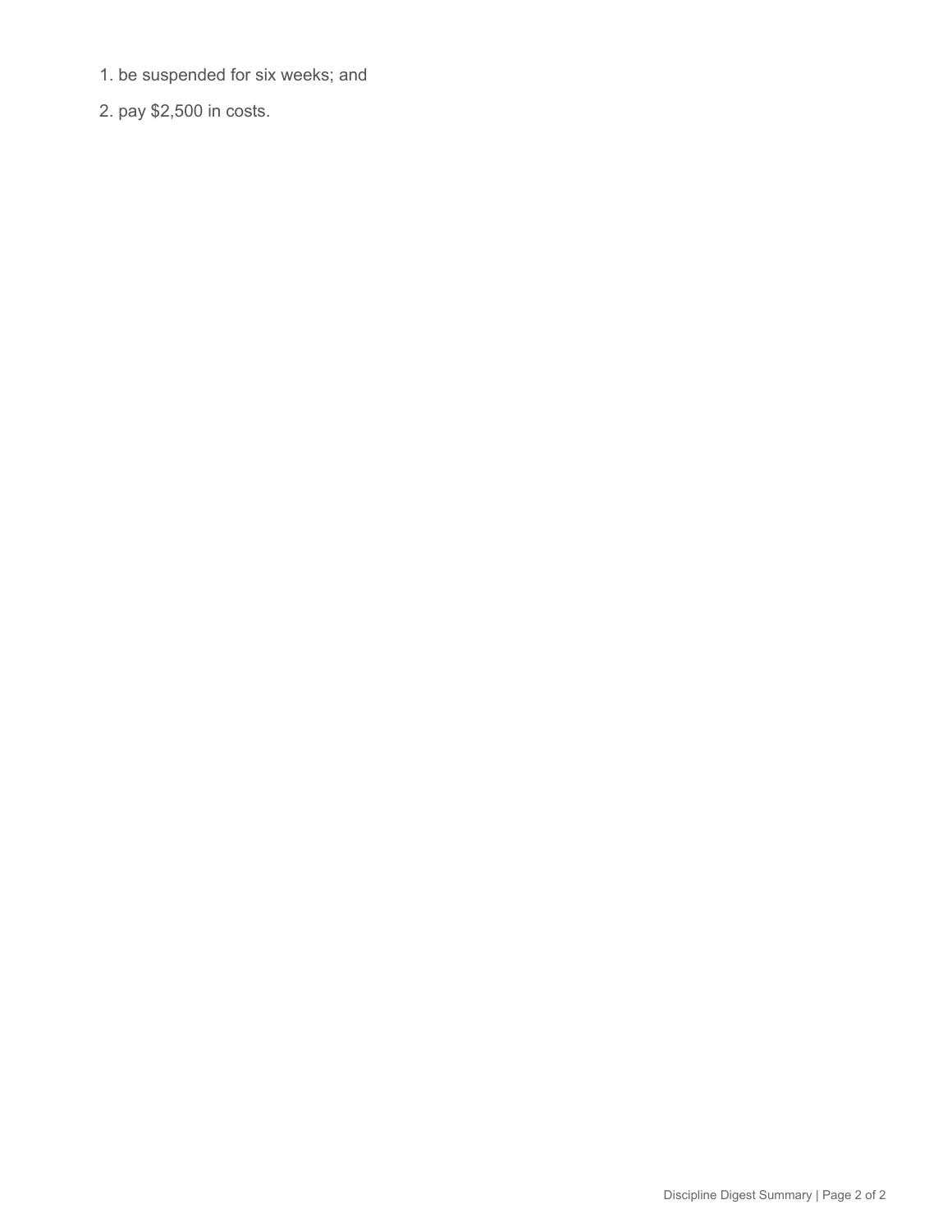1. be suspended for six weeks; and
2. pay $2,500 in costs.